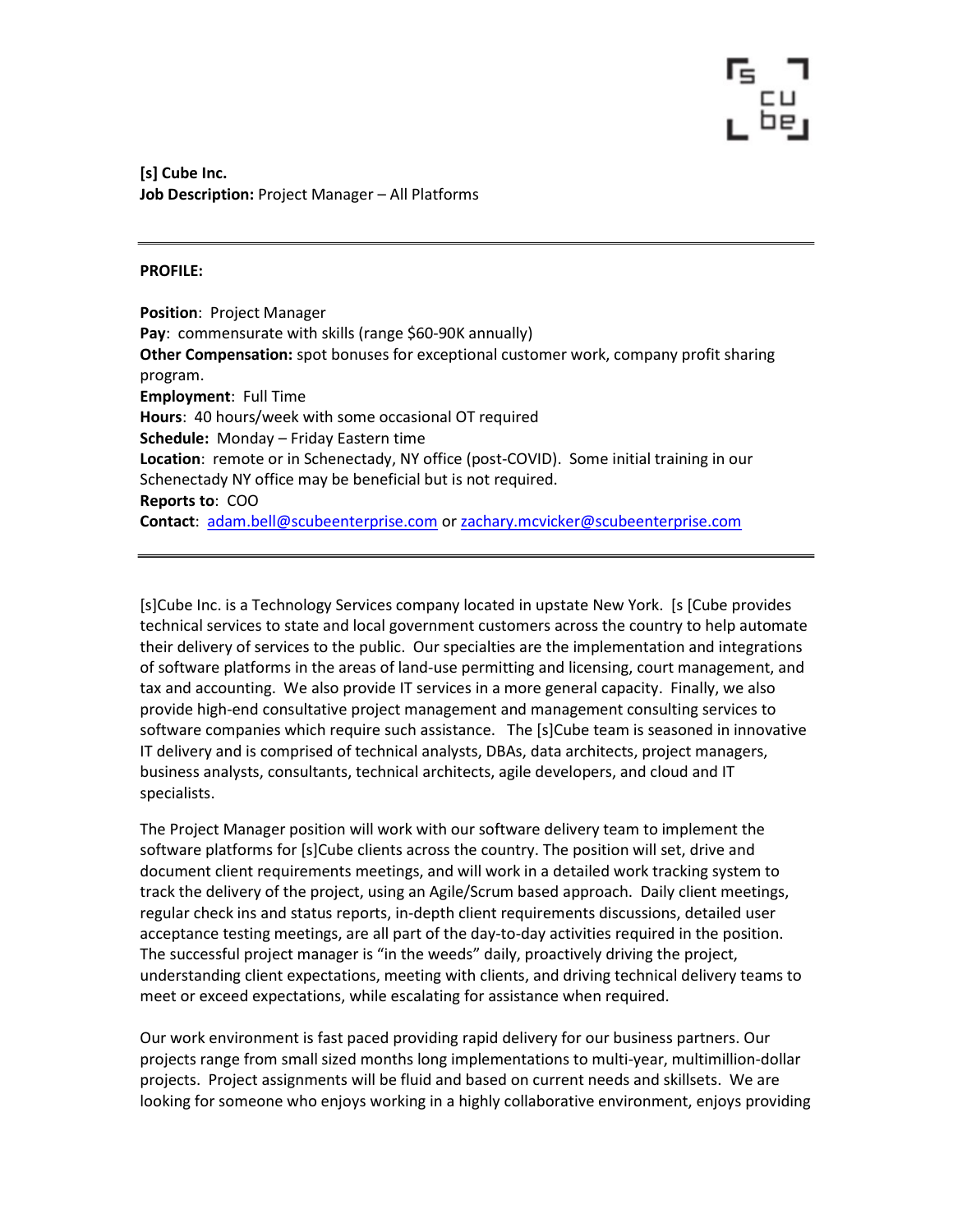**[s] Cube Inc.**
**Job Description:** Project Manager – All Platforms

---

**PROFILE:**

**Position**: Project Manager
**Pay**: commensurate with skills (range $60-90K annually)
**Other Compensation:** spot bonuses for exceptional customer work, company profit sharing program.
**Employment**: Full Time
**Hours**: 40 hours/week with some occasional OT required
**Schedule:** Monday – Friday Eastern time
**Location**: remote or in Schenectady, NY office (post-COVID). Some initial training in our Schenectady NY office may be beneficial but is not required.
**Reports to**: COO
**Contact**: adam.bell@scubeenterprise.com or zachary.mcvicker@scubeenterprise.com

---

[s]Cube Inc. is a Technology Services company located in upstate New York. [s [Cube provides technical services to state and local government customers across the country to help automate their delivery of services to the public. Our specialties are the implementation and integrations of software platforms in the areas of land-use permitting and licensing, court management, and tax and accounting. We also provide IT services in a more general capacity. Finally, we also provide high-end consultative project management and management consulting services to software companies which require such assistance. The [s]Cube team is seasoned in innovative IT delivery and is comprised of technical analysts, DBAs, data architects, project managers, business analysts, consultants, technical architects, agile developers, and cloud and IT specialists.

The Project Manager position will work with our software delivery team to implement the software platforms for [s]Cube clients across the country. The position will set, drive and document client requirements meetings, and will work in a detailed work tracking system to track the delivery of the project, using an Agile/Scrum based approach. Daily client meetings, regular check ins and status reports, in-depth client requirements discussions, detailed user acceptance testing meetings, are all part of the day-to-day activities required in the position. The successful project manager is "in the weeds" daily, proactively driving the project, understanding client expectations, meeting with clients, and driving technical delivery teams to meet or exceed expectations, while escalating for assistance when required.

Our work environment is fast paced providing rapid delivery for our business partners. Our projects range from small sized months long implementations to multi-year, multimillion-dollar projects. Project assignments will be fluid and based on current needs and skillsets. We are looking for someone who enjoys working in a highly collaborative environment, enjoys providing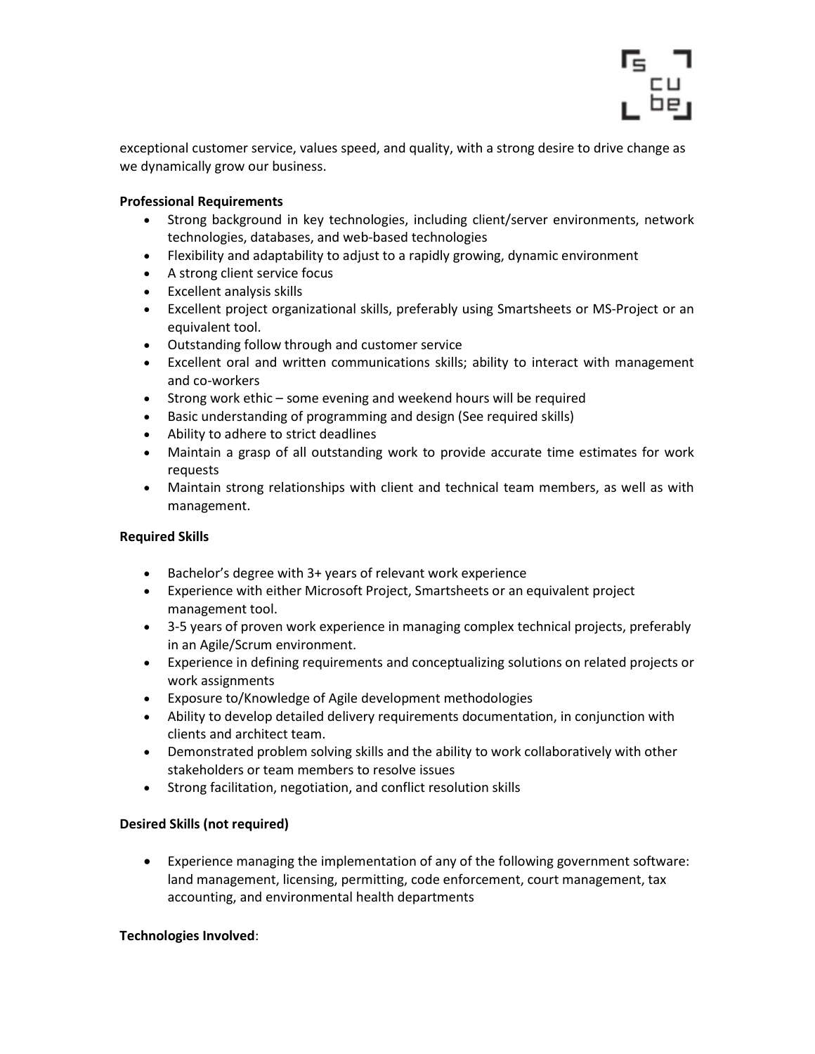exceptional customer service, values speed, and quality, with a strong desire to drive change as we dynamically grow our business.

**Professional Requirements**

- Strong background in key technologies, including client/server environments, network technologies, databases, and web-based technologies
- Flexibility and adaptability to adjust to a rapidly growing, dynamic environment
- A strong client service focus
- Excellent analysis skills
- Excellent project organizational skills, preferably using Smartsheets or MS-Project or an equivalent tool.
- Outstanding follow through and customer service
- Excellent oral and written communications skills; ability to interact with management and co-workers
- Strong work ethic – some evening and weekend hours will be required
- Basic understanding of programming and design (See required skills)
- Ability to adhere to strict deadlines
- Maintain a grasp of all outstanding work to provide accurate time estimates for work requests
- Maintain strong relationships with client and technical team members, as well as with management.

**Required Skills**

- Bachelor's degree with 3+ years of relevant work experience
- Experience with either Microsoft Project, Smartsheets or an equivalent project management tool.
- 3-5 years of proven work experience in managing complex technical projects, preferably in an Agile/Scrum environment.
- Experience in defining requirements and conceptualizing solutions on related projects or work assignments
- Exposure to/Knowledge of Agile development methodologies
- Ability to develop detailed delivery requirements documentation, in conjunction with clients and architect team.
- Demonstrated problem solving skills and the ability to work collaboratively with other stakeholders or team members to resolve issues
- Strong facilitation, negotiation, and conflict resolution skills

**Desired Skills (not required)**

- Experience managing the implementation of any of the following government software: land management, licensing, permitting, code enforcement, court management, tax accounting, and environmental health departments

**Technologies Involved**: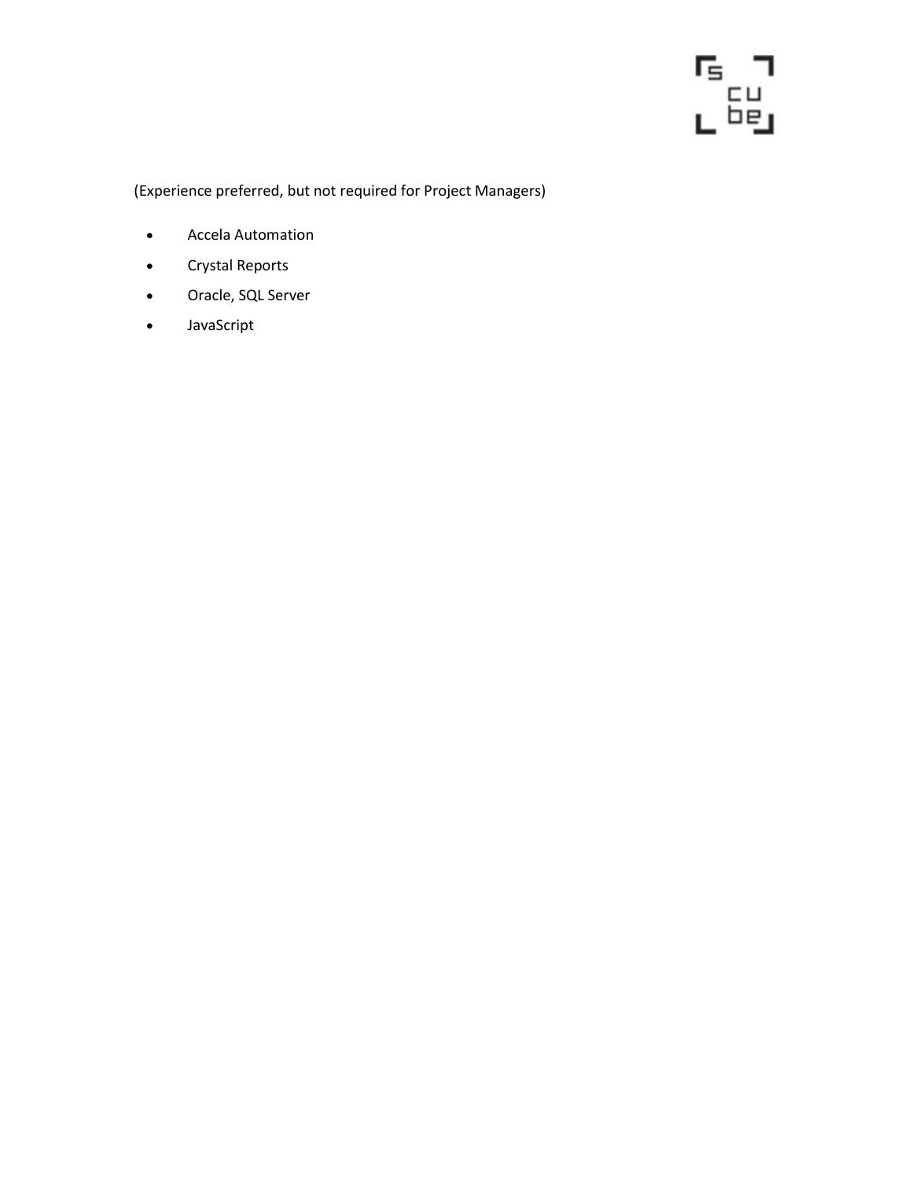(Experience preferred, but not required for Project Managers)

- Accela Automation
- Crystal Reports
- Oracle, SQL Server
- JavaScript